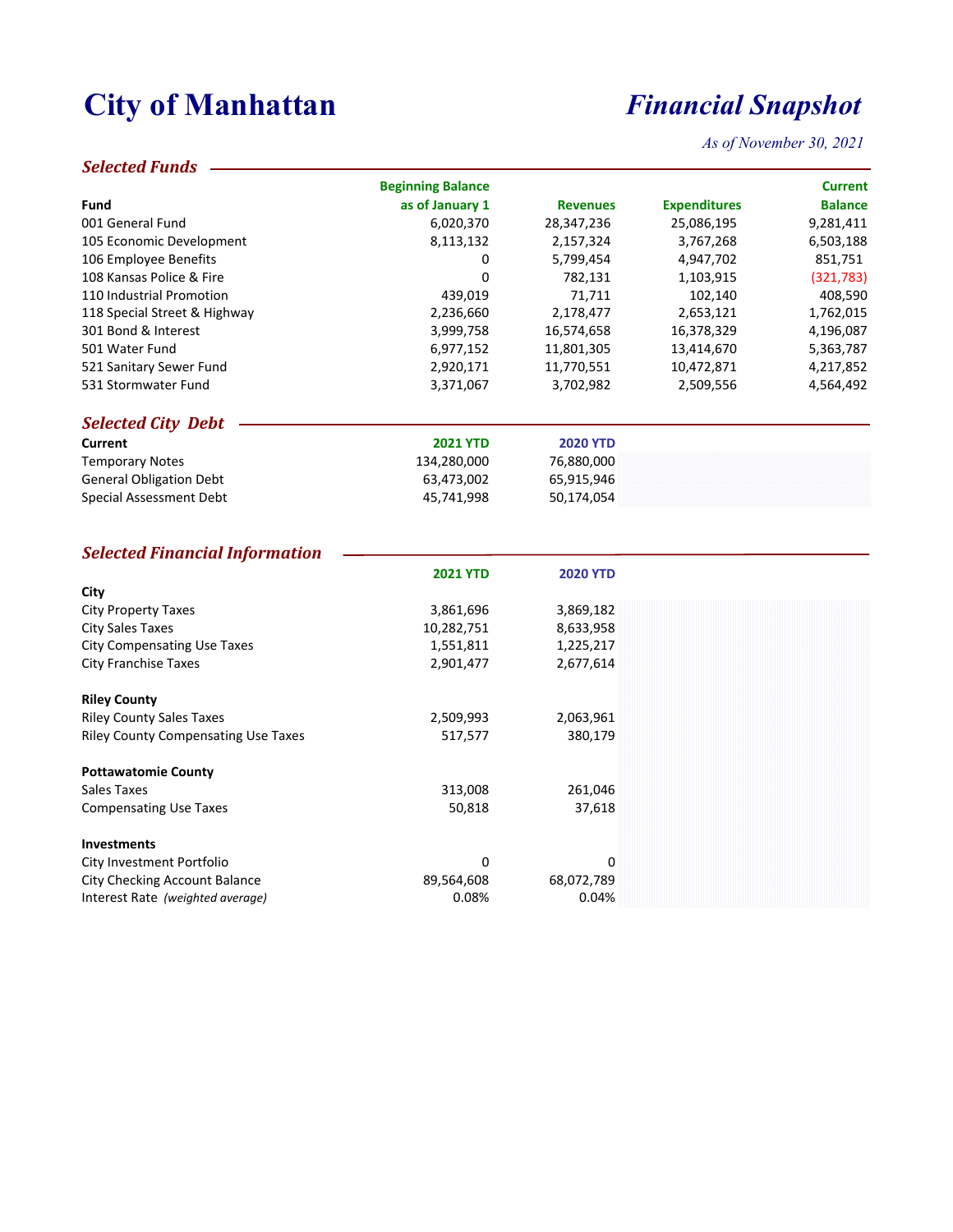# City of Manhattan

## *Financial Snapshot*

*As of November 30, 2021*

### *Selected Funds*

| Fund | Beginning Balance as of January 1 | Revenues | Expenditures | Current Balance |
|---|---|---|---|---|
| 001 General Fund | 6,020,370 | 28,347,236 | 25,086,195 | 9,281,411 |
| 105 Economic Development | 8,113,132 | 2,157,324 | 3,767,268 | 6,503,188 |
| 106 Employee Benefits | 0 | 5,799,454 | 4,947,702 | 851,751 |
| 108 Kansas Police & Fire | 0 | 782,131 | 1,103,915 | (321,783) |
| 110 Industrial Promotion | 439,019 | 71,711 | 102,140 | 408,590 |
| 118 Special Street & Highway | 2,236,660 | 2,178,477 | 2,653,121 | 1,762,015 |
| 301 Bond & Interest | 3,999,758 | 16,574,658 | 16,378,329 | 4,196,087 |
| 501 Water Fund | 6,977,152 | 11,801,305 | 13,414,670 | 5,363,787 |
| 521 Sanitary Sewer Fund | 2,920,171 | 11,770,551 | 10,472,871 | 4,217,852 |
| 531 Stormwater Fund | 3,371,067 | 3,702,982 | 2,509,556 | 4,564,492 |

### *Selected City Debt*

| Current | 2021 YTD | 2020 YTD |
|---|---|---|
| Temporary Notes | 134,280,000 | 76,880,000 |
| General Obligation Debt | 63,473,002 | 65,915,946 |
| Special Assessment Debt | 45,741,998 | 50,174,054 |

### *Selected Financial Information*

| | 2021 YTD | 2020 YTD |
|---|---|---|
| **City** | | |
| City Property Taxes | 3,861,696 | 3,869,182 |
| City Sales Taxes | 10,282,751 | 8,633,958 |
| City Compensating Use Taxes | 1,551,811 | 1,225,217 |
| City Franchise Taxes | 2,901,477 | 2,677,614 |
| **Riley County** | | |
| Riley County Sales Taxes | 2,509,993 | 2,063,961 |
| Riley County Compensating Use Taxes | 517,577 | 380,179 |
| **Pottawatomie County** | | |
| Sales Taxes | 313,008 | 261,046 |
| Compensating Use Taxes | 50,818 | 37,618 |
| **Investments** | | |
| City Investment Portfolio | 0 | 0 |
| City Checking Account Balance | 89,564,608 | 68,072,789 |
| Interest Rate *(weighted average)* | 0.08% | 0.04% |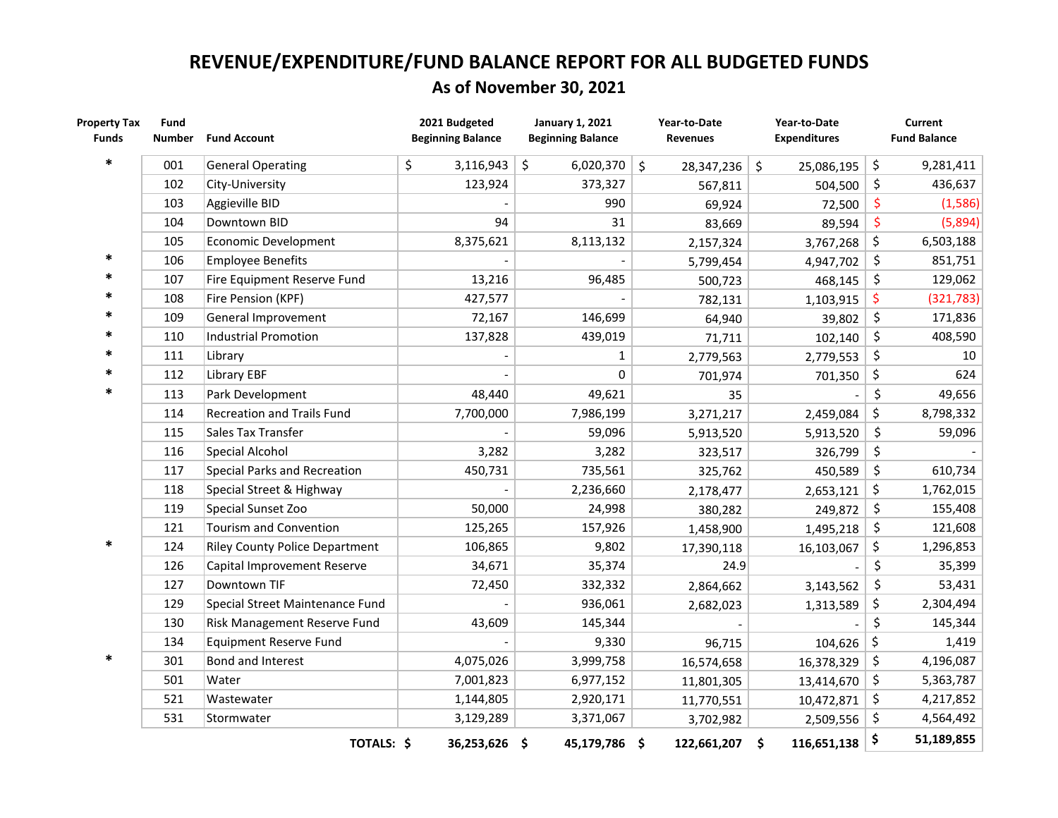# REVENUE/EXPENDITURE/FUND BALANCE REPORT FOR ALL BUDGETED FUNDS

## As of November 30, 2021

| Property Tax Funds | Fund Number | Fund Account | 2021 Budgeted Beginning Balance | January 1, 2021 Beginning Balance | Year-to-Date Revenues | Year-to-Date Expenditures | Current Fund Balance |
|---|---|---|---|---|---|---|---|
| * | 001 | General Operating | $ 3,116,943 | $ 6,020,370 | $ 28,347,236 | $ 25,086,195 | $ 9,281,411 |
| | 102 | City-University | 123,924 | 373,327 | 567,811 | 504,500 | $ 436,637 |
| | 103 | Aggieville BID | - | 990 | 69,924 | 72,500 | $ (1,586) |
| | 104 | Downtown BID | 94 | 31 | 83,669 | 89,594 | $ (5,894) |
| | 105 | Economic Development | 8,375,621 | 8,113,132 | 2,157,324 | 3,767,268 | $ 6,503,188 |
| * | 106 | Employee Benefits | - | - | 5,799,454 | 4,947,702 | $ 851,751 |
| * | 107 | Fire Equipment Reserve Fund | 13,216 | 96,485 | 500,723 | 468,145 | $ 129,062 |
| * | 108 | Fire Pension (KPF) | 427,577 | - | 782,131 | 1,103,915 | $ (321,783) |
| * | 109 | General Improvement | 72,167 | 146,699 | 64,940 | 39,802 | $ 171,836 |
| * | 110 | Industrial Promotion | 137,828 | 439,019 | 71,711 | 102,140 | $ 408,590 |
| * | 111 | Library | - | 1 | 2,779,563 | 2,779,553 | $ 10 |
| * | 112 | Library EBF | - | 0 | 701,974 | 701,350 | $ 624 |
| * | 113 | Park Development | 48,440 | 49,621 | 35 | - | $ 49,656 |
| | 114 | Recreation and Trails Fund | 7,700,000 | 7,986,199 | 3,271,217 | 2,459,084 | $ 8,798,332 |
| | 115 | Sales Tax Transfer | - | 59,096 | 5,913,520 | 5,913,520 | $ 59,096 |
| | 116 | Special Alcohol | 3,282 | 3,282 | 323,517 | 326,799 | $ - |
| | 117 | Special Parks and Recreation | 450,731 | 735,561 | 325,762 | 450,589 | $ 610,734 |
| | 118 | Special Street & Highway | - | 2,236,660 | 2,178,477 | 2,653,121 | $ 1,762,015 |
| | 119 | Special Sunset Zoo | 50,000 | 24,998 | 380,282 | 249,872 | $ 155,408 |
| | 121 | Tourism and Convention | 125,265 | 157,926 | 1,458,900 | 1,495,218 | $ 121,608 |
| * | 124 | Riley County Police Department | 106,865 | 9,802 | 17,390,118 | 16,103,067 | $ 1,296,853 |
| | 126 | Capital Improvement Reserve | 34,671 | 35,374 | 24.9 | - | $ 35,399 |
| | 127 | Downtown TIF | 72,450 | 332,332 | 2,864,662 | 3,143,562 | $ 53,431 |
| | 129 | Special Street Maintenance Fund | - | 936,061 | 2,682,023 | 1,313,589 | $ 2,304,494 |
| | 130 | Risk Management Reserve Fund | 43,609 | 145,344 | - | - | $ 145,344 |
| | 134 | Equipment Reserve Fund | - | 9,330 | 96,715 | 104,626 | $ 1,419 |
| * | 301 | Bond and Interest | 4,075,026 | 3,999,758 | 16,574,658 | 16,378,329 | $ 4,196,087 |
| | 501 | Water | 7,001,823 | 6,977,152 | 11,801,305 | 13,414,670 | $ 5,363,787 |
| | 521 | Wastewater | 1,144,805 | 2,920,171 | 11,770,551 | 10,472,871 | $ 4,217,852 |
| | 531 | Stormwater | 3,129,289 | 3,371,067 | 3,702,982 | 2,509,556 | $ 4,564,492 |
| | | **TOTALS:** | **$ 36,253,626** | **$ 45,179,786** | **$ 122,661,207** | **$ 116,651,138** | **$ 51,189,855** |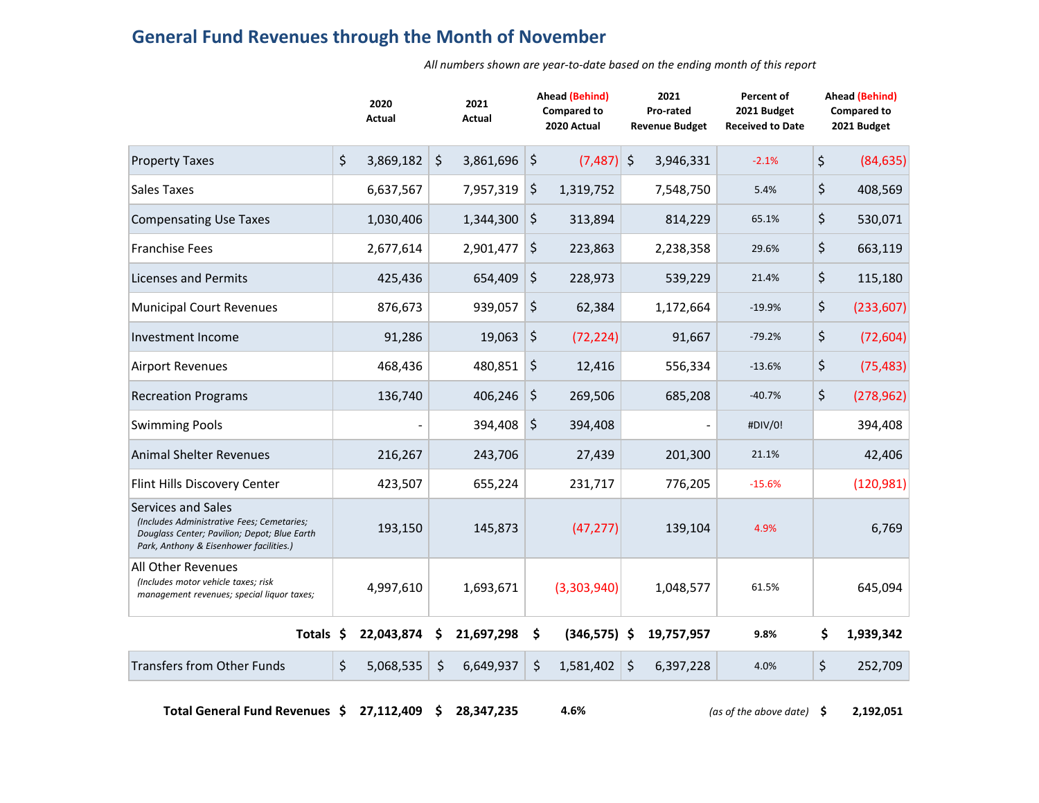## General Fund Revenues through the Month of November

*All numbers shown are year-to-date based on the ending month of this report*

| | 2020 Actual | 2021 Actual | Ahead (Behind) Compared to 2020 Actual | 2021 Pro-rated Revenue Budget | Percent of 2021 Budget Received to Date | Ahead (Behind) Compared to 2021 Budget |
|---|---|---|---|---|---|---|
| Property Taxes | $ 3,869,182 | $ 3,861,696 | $ (7,487) | $ 3,946,331 | -2.1% | $ (84,635) |
| Sales Taxes | 6,637,567 | 7,957,319 | $ 1,319,752 | 7,548,750 | 5.4% | $ 408,569 |
| Compensating Use Taxes | 1,030,406 | 1,344,300 | $ 313,894 | 814,229 | 65.1% | $ 530,071 |
| Franchise Fees | 2,677,614 | 2,901,477 | $ 223,863 | 2,238,358 | 29.6% | $ 663,119 |
| Licenses and Permits | 425,436 | 654,409 | $ 228,973 | 539,229 | 21.4% | $ 115,180 |
| Municipal Court Revenues | 876,673 | 939,057 | $ 62,384 | 1,172,664 | -19.9% | $ (233,607) |
| Investment Income | 91,286 | 19,063 | $ (72,224) | 91,667 | -79.2% | $ (72,604) |
| Airport Revenues | 468,436 | 480,851 | $ 12,416 | 556,334 | -13.6% | $ (75,483) |
| Recreation Programs | 136,740 | 406,246 | $ 269,506 | 685,208 | -40.7% | $ (278,962) |
| Swimming Pools | - | 394,408 | $ 394,408 | - | #DIV/0! | 394,408 |
| Animal Shelter Revenues | 216,267 | 243,706 | 27,439 | 201,300 | 21.1% | 42,406 |
| Flint Hills Discovery Center | 423,507 | 655,224 | 231,717 | 776,205 | -15.6% | (120,981) |
| Services and Sales *(Includes Administrative Fees; Cemetaries; Douglass Center; Pavilion; Depot; Blue Earth Park, Anthony & Eisenhower facilities.)* | 193,150 | 145,873 | (47,277) | 139,104 | 4.9% | 6,769 |
| All Other Revenues *(Includes motor vehicle taxes; risk management revenues; special liquor taxes;* | 4,997,610 | 1,693,671 | (3,303,940) | 1,048,577 | 61.5% | 645,094 |
| **Totals** | **$ 22,043,874** | **$ 21,697,298** | **$ (346,575)** | **$ 19,757,957** | **9.8%** | **$ 1,939,342** |
| Transfers from Other Funds | $ 5,068,535 | $ 6,649,937 | $ 1,581,402 | $ 6,397,228 | 4.0% | $ 252,709 |
| **Total General Fund Revenues** | **$ 27,112,409** | **$ 28,347,235** | **4.6%** | | *(as of the above date)* | **$ 2,192,051** |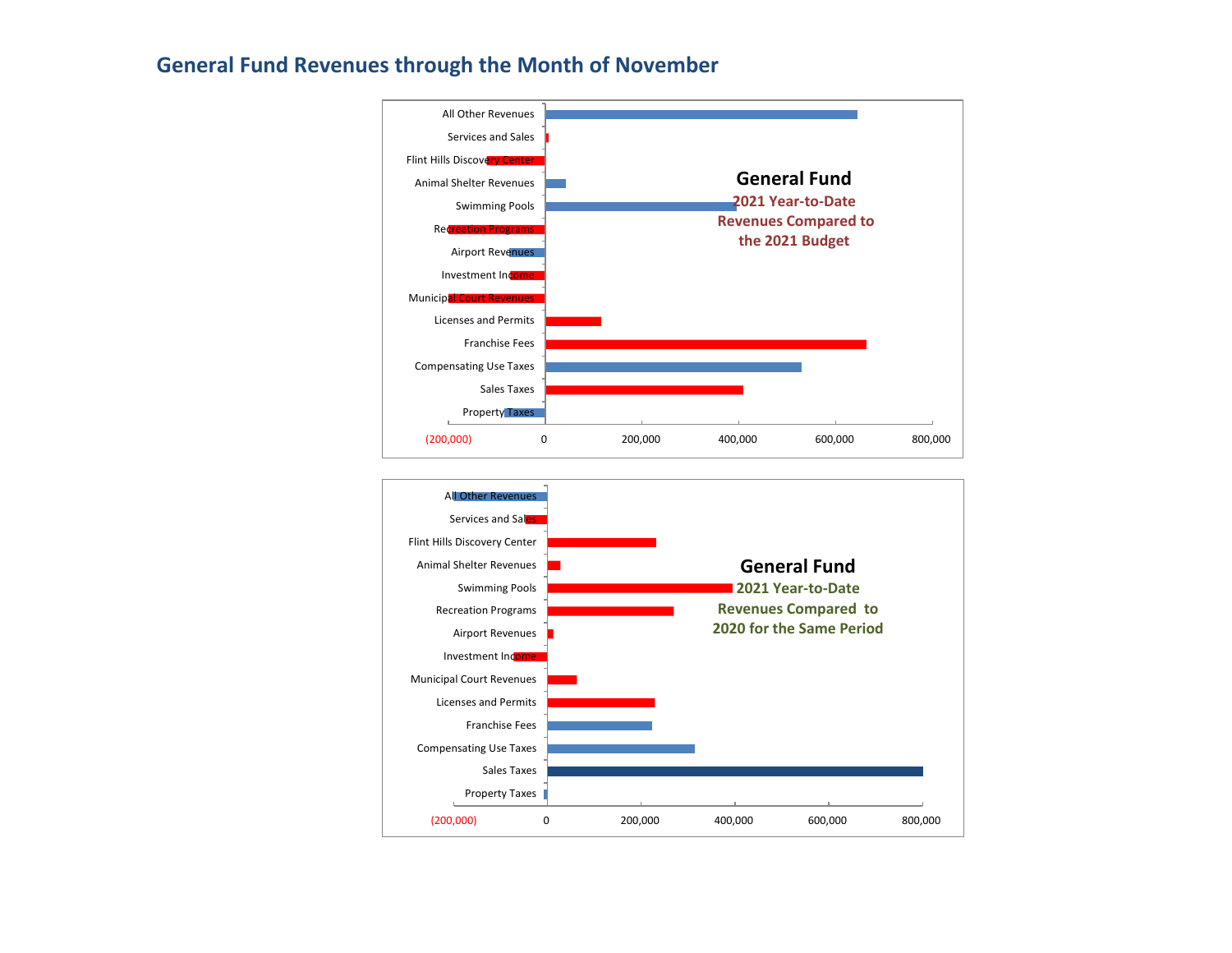# General Fund Revenues through the Month of November

**General Fund**
**2021 Year-to-Date Revenues Compared to the 2021 Budget**

- All Other Revenues
- Services and Sales
- Flint Hills Discovery Center
- Animal Shelter Revenues
- Swimming Pools
- Recreation Programs
- Airport Revenues
- Investment Income
- Municipal Court Revenues
- Licenses and Permits
- Franchise Fees
- Compensating Use Taxes
- Sales Taxes
- Property Taxes

(200,000) | 0 | 200,000 | 400,000 | 600,000 | 800,000

**General Fund**
**2021 Year-to-Date Revenues Compared to 2020 for the Same Period**

- All Other Revenues
- Services and Sales
- Flint Hills Discovery Center
- Animal Shelter Revenues
- Swimming Pools
- Recreation Programs
- Airport Revenues
- Investment Income
- Municipal Court Revenues
- Licenses and Permits
- Franchise Fees
- Compensating Use Taxes
- Sales Taxes
- Property Taxes

(200,000) | 0 | 200,000 | 400,000 | 600,000 | 800,000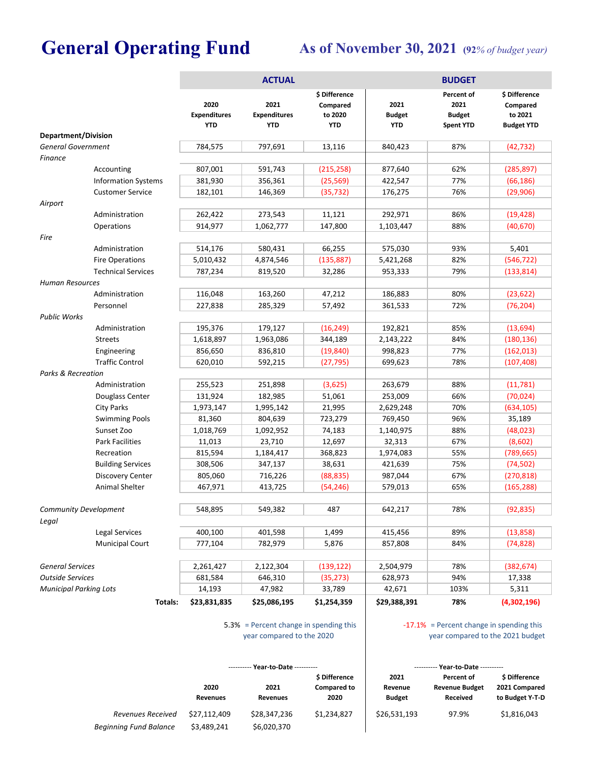# General Operating Fund

## As of November 30, 2021 *(92% of budget year)*

| Department/Division | | ACTUAL | | | BUDGET | |
|---|---|---|---|---|---|---|
| | 2020 Expenditures YTD | 2021 Expenditures YTD | $ Difference Compared to 2020 YTD | 2021 Budget YTD | Percent of 2021 Budget Spent YTD | $ Difference Compared to 2021 Budget YTD |
| *General Government* | 784,575 | 797,691 | 13,116 | 840,423 | 87% | (42,732) |
| *Finance* | | | | | | |
| Accounting | 807,001 | 591,743 | (215,258) | 877,640 | 62% | (285,897) |
| Information Systems | 381,930 | 356,361 | (25,569) | 422,547 | 77% | (66,186) |
| Customer Service | 182,101 | 146,369 | (35,732) | 176,275 | 76% | (29,906) |
| *Airport* | | | | | | |
| Administration | 262,422 | 273,543 | 11,121 | 292,971 | 86% | (19,428) |
| Operations | 914,977 | 1,062,777 | 147,800 | 1,103,447 | 88% | (40,670) |
| *Fire* | | | | | | |
| Administration | 514,176 | 580,431 | 66,255 | 575,030 | 93% | 5,401 |
| Fire Operations | 5,010,432 | 4,874,546 | (135,887) | 5,421,268 | 82% | (546,722) |
| Technical Services | 787,234 | 819,520 | 32,286 | 953,333 | 79% | (133,814) |
| *Human Resources* | | | | | | |
| Administration | 116,048 | 163,260 | 47,212 | 186,883 | 80% | (23,622) |
| Personnel | 227,838 | 285,329 | 57,492 | 361,533 | 72% | (76,204) |
| *Public Works* | | | | | | |
| Administration | 195,376 | 179,127 | (16,249) | 192,821 | 85% | (13,694) |
| Streets | 1,618,897 | 1,963,086 | 344,189 | 2,143,222 | 84% | (180,136) |
| Engineering | 856,650 | 836,810 | (19,840) | 998,823 | 77% | (162,013) |
| Traffic Control | 620,010 | 592,215 | (27,795) | 699,623 | 78% | (107,408) |
| *Parks & Recreation* | | | | | | |
| Administration | 255,523 | 251,898 | (3,625) | 263,679 | 88% | (11,781) |
| Douglass Center | 131,924 | 182,985 | 51,061 | 253,009 | 66% | (70,024) |
| City Parks | 1,973,147 | 1,995,142 | 21,995 | 2,629,248 | 70% | (634,105) |
| Swimming Pools | 81,360 | 804,639 | 723,279 | 769,450 | 96% | 35,189 |
| Sunset Zoo | 1,018,769 | 1,092,952 | 74,183 | 1,140,975 | 88% | (48,023) |
| Park Facilities | 11,013 | 23,710 | 12,697 | 32,313 | 67% | (8,602) |
| Recreation | 815,594 | 1,184,417 | 368,823 | 1,974,083 | 55% | (789,665) |
| Building Services | 308,506 | 347,137 | 38,631 | 421,639 | 75% | (74,502) |
| Discovery Center | 805,060 | 716,226 | (88,835) | 987,044 | 67% | (270,818) |
| Animal Shelter | 467,971 | 413,725 | (54,246) | 579,013 | 65% | (165,288) |
| *Community Development* | 548,895 | 549,382 | 487 | 642,217 | 78% | (92,835) |
| *Legal* | | | | | | |
| Legal Services | 400,100 | 401,598 | 1,499 | 415,456 | 89% | (13,858) |
| Municipal Court | 777,104 | 782,979 | 5,876 | 857,808 | 84% | (74,828) |
| *General Services* | 2,261,427 | 2,122,304 | (139,122) | 2,504,979 | 78% | (382,674) |
| *Outside Services* | 681,584 | 646,310 | (35,273) | 628,973 | 94% | 17,338 |
| *Municipal Parking Lots* | 14,193 | 47,982 | 33,789 | 42,671 | 103% | 5,311 |
| **Totals:** | **$23,831,835** | **$25,086,195** | **$1,254,359** | **$29,388,391** | **78%** | **(4,302,196)** |

5.3% = Percent change in spending this year compared to the 2020

-17.1% = Percent change in spending this year compared to the 2021 budget

| | ---------- Year-to-Date ---------- | | | ---------- Year-to-Date ---------- | | |
|---|---|---|---|---|---|---|
| | 2020 Revenues | 2021 Revenues | $ Difference Compared to 2020 | 2021 Revenue Budget | Percent of Revenue Budget Received | $ Difference 2021 Compared to Budget Y-T-D |
| *Revenues Received* | $27,112,409 | $28,347,236 | $1,234,827 | $26,531,193 | 97.9% | $1,816,043 |
| *Beginning Fund Balance* | $3,489,241 | $6,020,370 | | | | |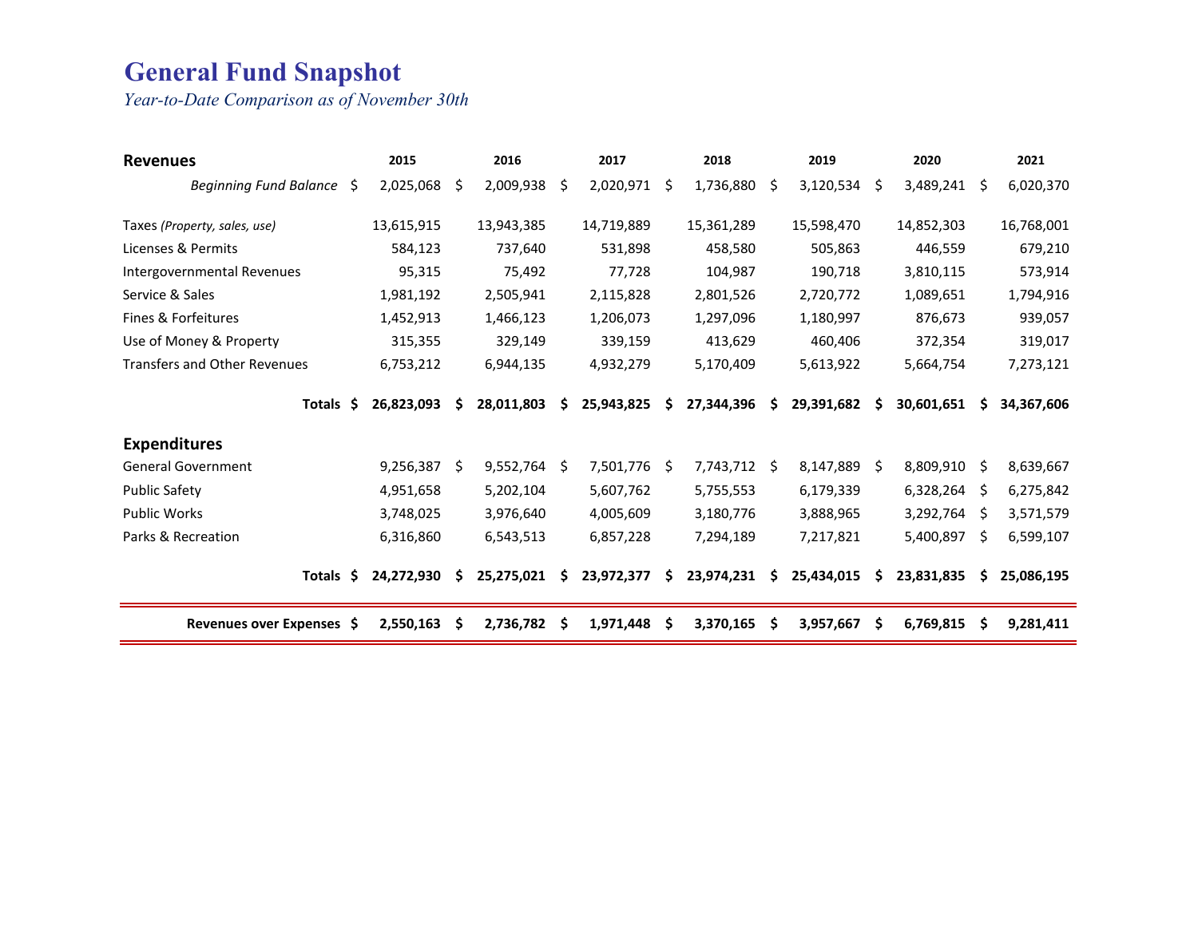# General Fund Snapshot

*Year-to-Date Comparison as of November 30th*

| **Revenues** | **2015** | **2016** | **2017** | **2018** | **2019** | **2020** | **2021** |
|---|---|---|---|---|---|---|---|
| *Beginning Fund Balance* | $ 2,025,068 | $ 2,009,938 | $ 2,020,971 | $ 1,736,880 | $ 3,120,534 | $ 3,489,241 | $ 6,020,370 |
| Taxes *(Property, sales, use)* | 13,615,915 | 13,943,385 | 14,719,889 | 15,361,289 | 15,598,470 | 14,852,303 | 16,768,001 |
| Licenses & Permits | 584,123 | 737,640 | 531,898 | 458,580 | 505,863 | 446,559 | 679,210 |
| Intergovernmental Revenues | 95,315 | 75,492 | 77,728 | 104,987 | 190,718 | 3,810,115 | 573,914 |
| Service & Sales | 1,981,192 | 2,505,941 | 2,115,828 | 2,801,526 | 2,720,772 | 1,089,651 | 1,794,916 |
| Fines & Forfeitures | 1,452,913 | 1,466,123 | 1,206,073 | 1,297,096 | 1,180,997 | 876,673 | 939,057 |
| Use of Money & Property | 315,355 | 329,149 | 339,159 | 413,629 | 460,406 | 372,354 | 319,017 |
| Transfers and Other Revenues | 6,753,212 | 6,944,135 | 4,932,279 | 5,170,409 | 5,613,922 | 5,664,754 | 7,273,121 |
| **Totals** | **$ 26,823,093** | **$ 28,011,803** | **$ 25,943,825** | **$ 27,344,396** | **$ 29,391,682** | **$ 30,601,651** | **$ 34,367,606** |
| **Expenditures** | | | | | | | |
| General Government | 9,256,387 | $ 9,552,764 | $ 7,501,776 | $ 7,743,712 | $ 8,147,889 | $ 8,809,910 | $ 8,639,667 |
| Public Safety | 4,951,658 | 5,202,104 | 5,607,762 | 5,755,553 | 6,179,339 | 6,328,264 | $ 6,275,842 |
| Public Works | 3,748,025 | 3,976,640 | 4,005,609 | 3,180,776 | 3,888,965 | 3,292,764 | $ 3,571,579 |
| Parks & Recreation | 6,316,860 | 6,543,513 | 6,857,228 | 7,294,189 | 7,217,821 | 5,400,897 | $ 6,599,107 |
| **Totals** | **$ 24,272,930** | **$ 25,275,021** | **$ 23,972,377** | **$ 23,974,231** | **$ 25,434,015** | **$ 23,831,835** | **$ 25,086,195** |
| **Revenues over Expenses** | **$ 2,550,163** | **$ 2,736,782** | **$ 1,971,448** | **$ 3,370,165** | **$ 3,957,667** | **$ 6,769,815** | **$ 9,281,411** |